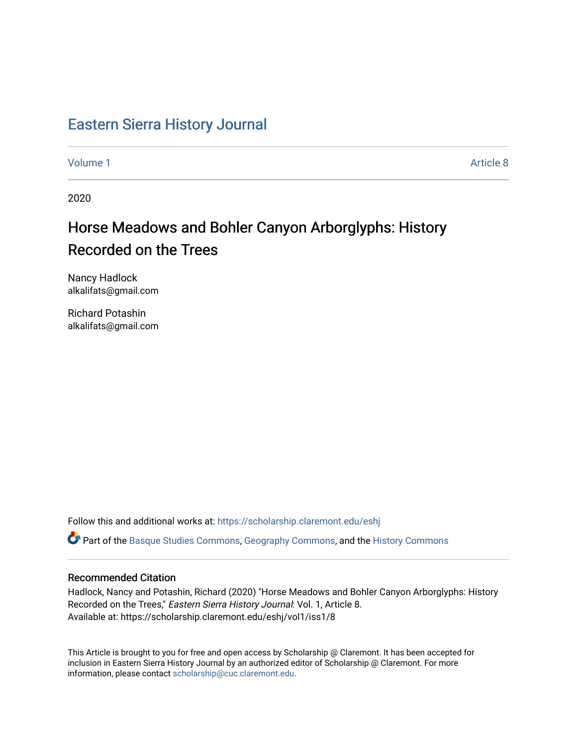# Eastern Sierra History Journal

Volume 1 Article 8

2020

## Horse Meadows and Bohler Canyon Arborglyphs: History Recorded on the Trees

Nancy Hadlock
alkalifats@gmail.com

Richard Potashin
alkalifats@gmail.com

Follow this and additional works at: https://scholarship.claremont.edu/eshj

Part of the Basque Studies Commons, Geography Commons, and the History Commons

### Recommended Citation

Hadlock, Nancy and Potashin, Richard (2020) "Horse Meadows and Bohler Canyon Arborglyphs: History Recorded on the Trees," *Eastern Sierra History Journal*: Vol. 1, Article 8.
Available at: https://scholarship.claremont.edu/eshj/vol1/iss1/8

This Article is brought to you for free and open access by Scholarship @ Claremont. It has been accepted for inclusion in Eastern Sierra History Journal by an authorized editor of Scholarship @ Claremont. For more information, please contact scholarship@cuc.claremont.edu.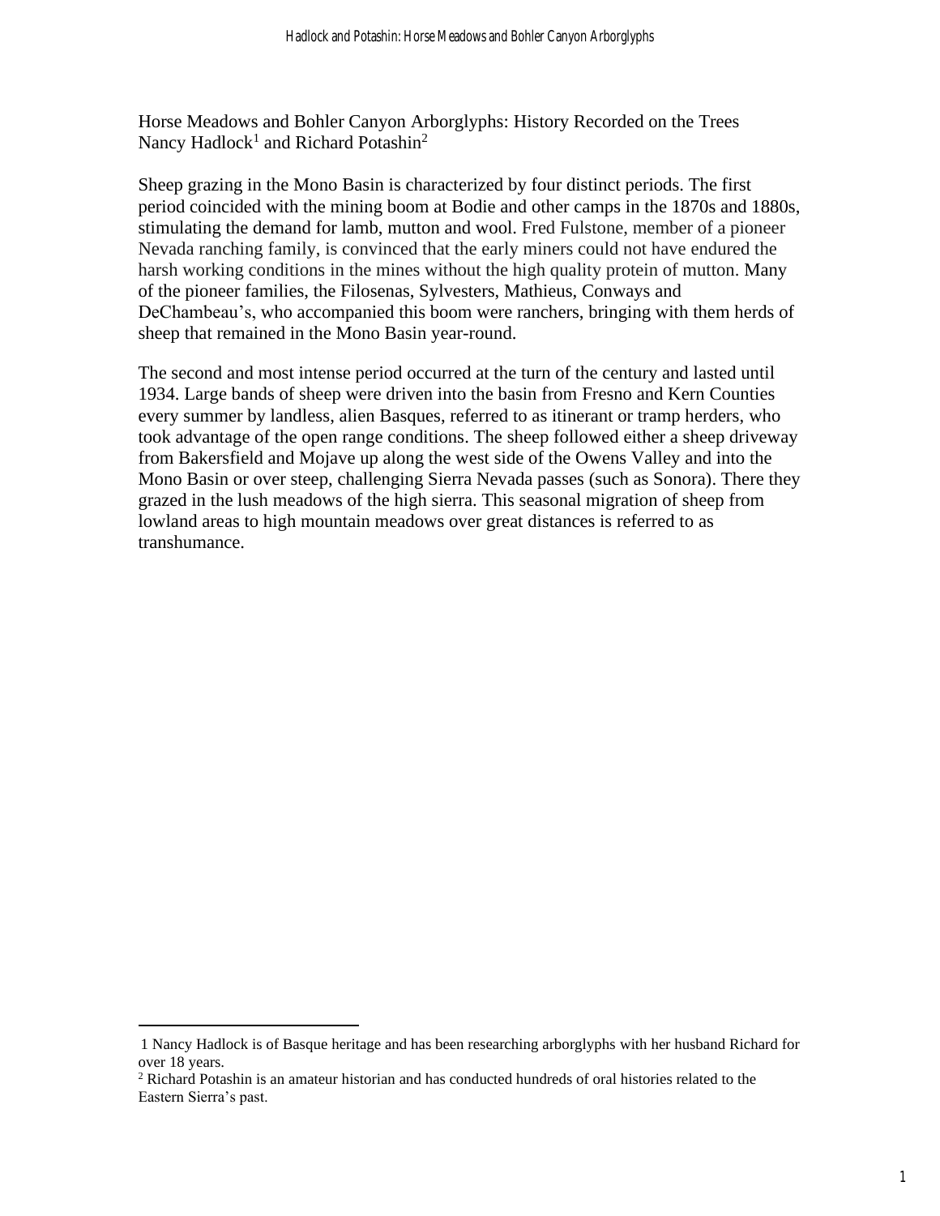# Horse Meadows and Bohler Canyon Arborglyphs: History Recorded on the Trees

Nancy Hadlock[1] and Richard Potashin[2]

Sheep grazing in the Mono Basin is characterized by four distinct periods. The first period coincided with the mining boom at Bodie and other camps in the 1870s and 1880s, stimulating the demand for lamb, mutton and wool. Fred Fulstone, member of a pioneer Nevada ranching family, is convinced that the early miners could not have endured the harsh working conditions in the mines without the high quality protein of mutton. Many of the pioneer families, the Filosenas, Sylvesters, Mathieus, Conways and DeChambeau's, who accompanied this boom were ranchers, bringing with them herds of sheep that remained in the Mono Basin year-round.

The second and most intense period occurred at the turn of the century and lasted until 1934. Large bands of sheep were driven into the basin from Fresno and Kern Counties every summer by landless, alien Basques, referred to as itinerant or tramp herders, who took advantage of the open range conditions. The sheep followed either a sheep driveway from Bakersfield and Mojave up along the west side of the Owens Valley and into the Mono Basin or over steep, challenging Sierra Nevada passes (such as Sonora). There they grazed in the lush meadows of the high sierra. This seasonal migration of sheep from lowland areas to high mountain meadows over great distances is referred to as transhumance.

---

[1] Nancy Hadlock is of Basque heritage and has been researching arborglyphs with her husband Richard for over 18 years.

[2] Richard Potashin is an amateur historian and has conducted hundreds of oral histories related to the Eastern Sierra's past.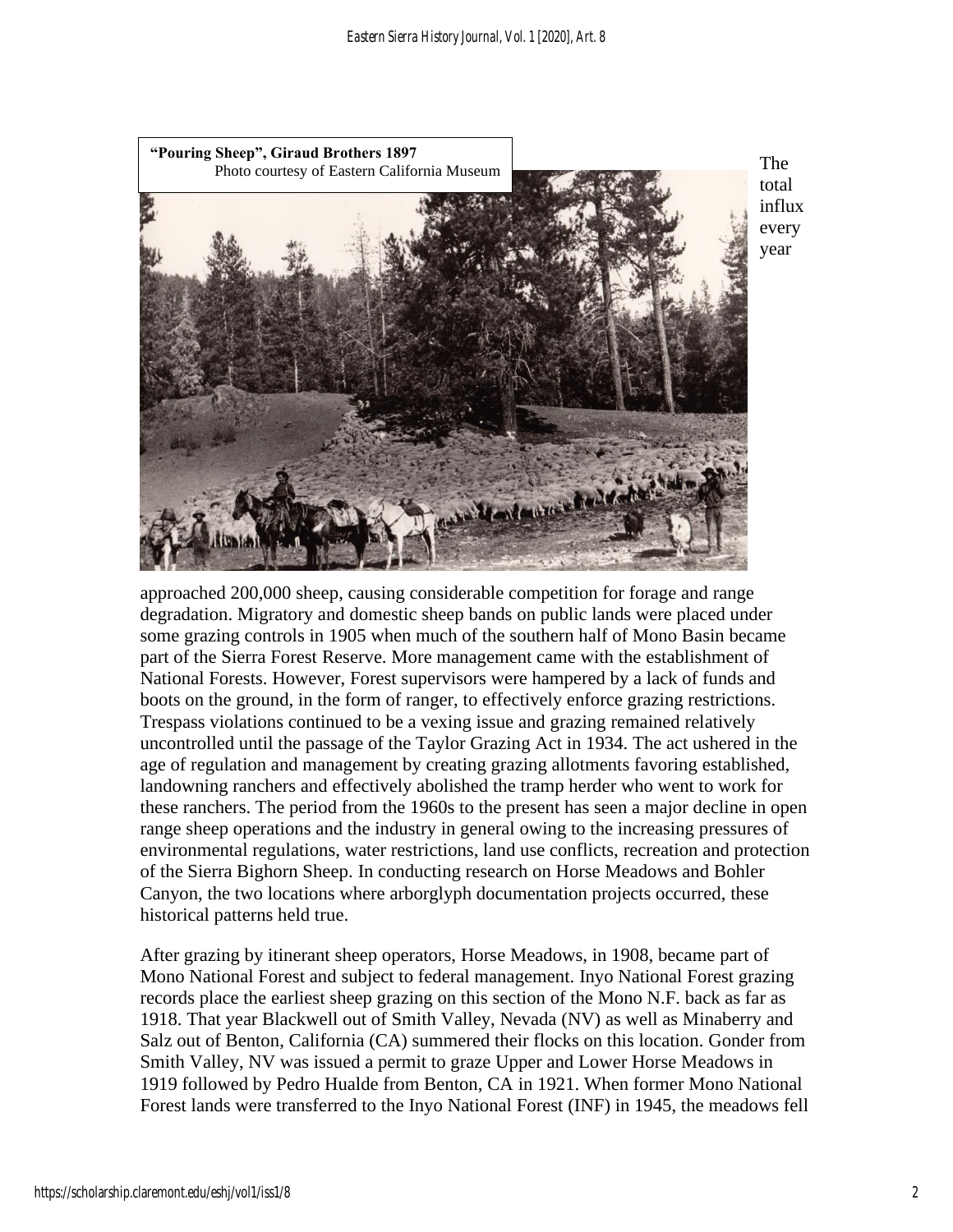**"Pouring Sheep", Giraud Brothers 1897**
Photo courtesy of Eastern California Museum

The total influx every year approached 200,000 sheep, causing considerable competition for forage and range degradation. Migratory and domestic sheep bands on public lands were placed under some grazing controls in 1905 when much of the southern half of Mono Basin became part of the Sierra Forest Reserve. More management came with the establishment of National Forests. However, Forest supervisors were hampered by a lack of funds and boots on the ground, in the form of ranger, to effectively enforce grazing restrictions. Trespass violations continued to be a vexing issue and grazing remained relatively uncontrolled until the passage of the Taylor Grazing Act in 1934. The act ushered in the age of regulation and management by creating grazing allotments favoring established, landowning ranchers and effectively abolished the tramp herder who went to work for these ranchers. The period from the 1960s to the present has seen a major decline in open range sheep operations and the industry in general owing to the increasing pressures of environmental regulations, water restrictions, land use conflicts, recreation and protection of the Sierra Bighorn Sheep. In conducting research on Horse Meadows and Bohler Canyon, the two locations where arborglyph documentation projects occurred, these historical patterns held true.

After grazing by itinerant sheep operators, Horse Meadows, in 1908, became part of Mono National Forest and subject to federal management. Inyo National Forest grazing records place the earliest sheep grazing on this section of the Mono N.F. back as far as 1918. That year Blackwell out of Smith Valley, Nevada (NV) as well as Minaberry and Salz out of Benton, California (CA) summered their flocks on this location. Gonder from Smith Valley, NV was issued a permit to graze Upper and Lower Horse Meadows in 1919 followed by Pedro Hualde from Benton, CA in 1921. When former Mono National Forest lands were transferred to the Inyo National Forest (INF) in 1945, the meadows fell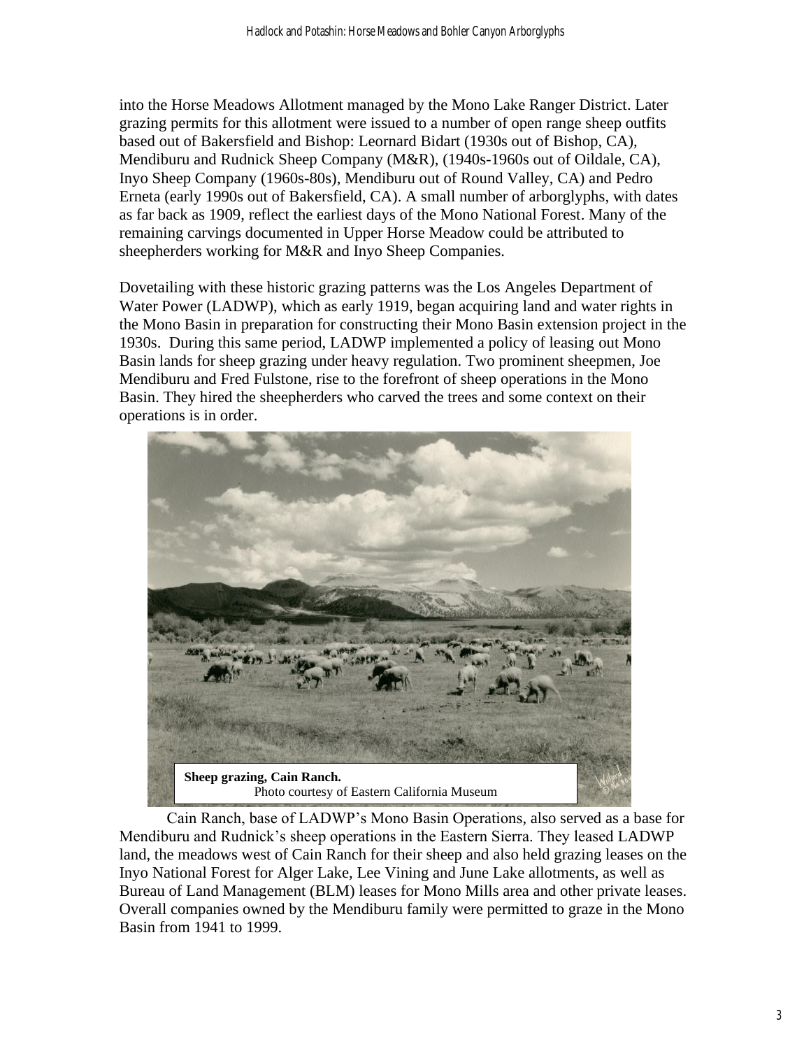into the Horse Meadows Allotment managed by the Mono Lake Ranger District. Later grazing permits for this allotment were issued to a number of open range sheep outfits based out of Bakersfield and Bishop: Leonard Bidart (1930s out of Bishop, CA), Mendiburu and Rudnick Sheep Company (M&R), (1940s-1960s out of Oildale, CA), Inyo Sheep Company (1960s-80s), Mendiburu out of Round Valley, CA) and Pedro Erneta (early 1990s out of Bakersfield, CA). A small number of arborglyphs, with dates as far back as 1909, reflect the earliest days of the Mono National Forest. Many of the remaining carvings documented in Upper Horse Meadow could be attributed to sheepherders working for M&R and Inyo Sheep Companies.

Dovetailing with these historic grazing patterns was the Los Angeles Department of Water Power (LADWP), which as early 1919, began acquiring land and water rights in the Mono Basin in preparation for constructing their Mono Basin extension project in the 1930s. During this same period, LADWP implemented a policy of leasing out Mono Basin lands for sheep grazing under heavy regulation. Two prominent sheepmen, Joe Mendiburu and Fred Fulstone, rise to the forefront of sheep operations in the Mono Basin. They hired the sheepherders who carved the trees and some context on their operations is in order.

**Sheep grazing, Cain Ranch.**
Photo courtesy of Eastern California Museum

Cain Ranch, base of LADWP's Mono Basin Operations, also served as a base for Mendiburu and Rudnick's sheep operations in the Eastern Sierra. They leased LADWP land, the meadows west of Cain Ranch for their sheep and also held grazing leases on the Inyo National Forest for Alger Lake, Lee Vining and June Lake allotments, as well as Bureau of Land Management (BLM) leases for Mono Mills area and other private leases. Overall companies owned by the Mendiburu family were permitted to graze in the Mono Basin from 1941 to 1999.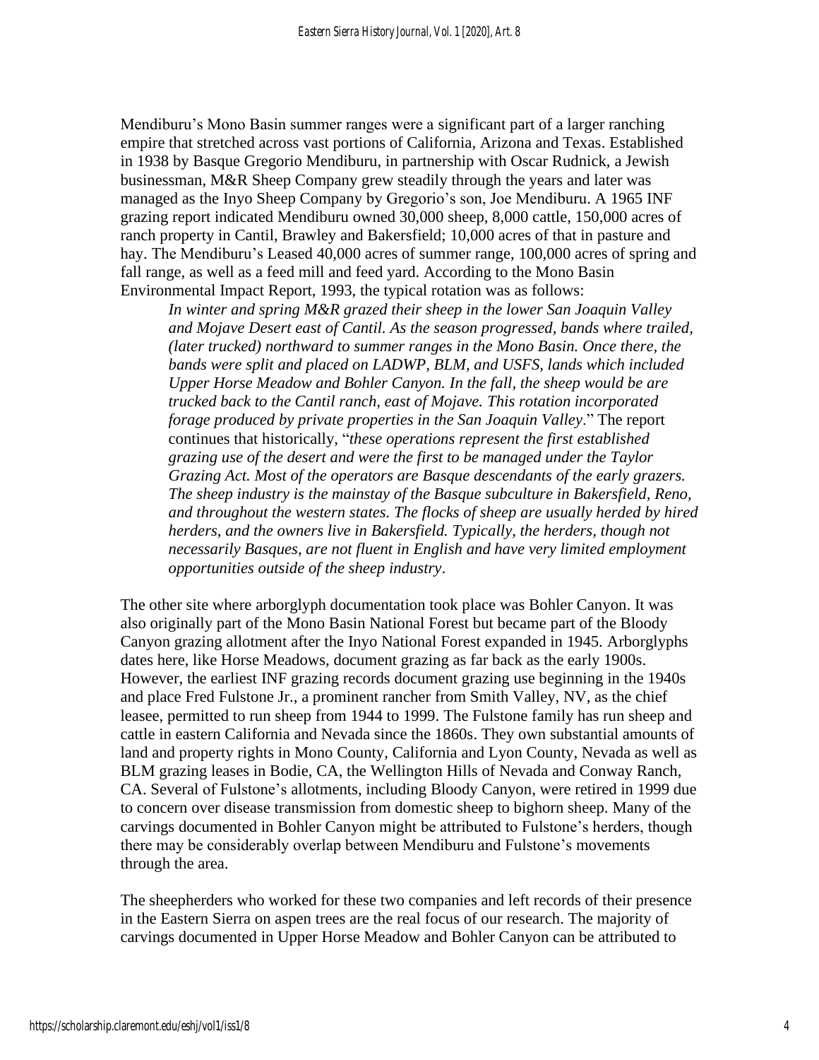Mendiburu's Mono Basin summer ranges were a significant part of a larger ranching empire that stretched across vast portions of California, Arizona and Texas. Established in 1938 by Basque Gregorio Mendiburu, in partnership with Oscar Rudnick, a Jewish businessman, M&R Sheep Company grew steadily through the years and later was managed as the Inyo Sheep Company by Gregorio's son, Joe Mendiburu. A 1965 INF grazing report indicated Mendiburu owned 30,000 sheep, 8,000 cattle, 150,000 acres of ranch property in Cantil, Brawley and Bakersfield; 10,000 acres of that in pasture and hay. The Mendiburu's Leased 40,000 acres of summer range, 100,000 acres of spring and fall range, as well as a feed mill and feed yard. According to the Mono Basin Environmental Impact Report, 1993, the typical rotation was as follows:

> *In winter and spring M&R grazed their sheep in the lower San Joaquin Valley and Mojave Desert east of Cantil. As the season progressed, bands where trailed, (later trucked) northward to summer ranges in the Mono Basin. Once there, the bands were split and placed on LADWP, BLM, and USFS, lands which included Upper Horse Meadow and Bohler Canyon. In the fall, the sheep would be are trucked back to the Cantil ranch, east of Mojave. This rotation incorporated forage produced by private properties in the San Joaquin Valley*." The report continues that historically, "*these operations represent the first established grazing use of the desert and were the first to be managed under the Taylor Grazing Act. Most of the operators are Basque descendants of the early grazers. The sheep industry is the mainstay of the Basque subculture in Bakersfield, Reno, and throughout the western states. The flocks of sheep are usually herded by hired herders, and the owners live in Bakersfield. Typically, the herders, though not necessarily Basques, are not fluent in English and have very limited employment opportunities outside of the sheep industry*.

The other site where arborglyph documentation took place was Bohler Canyon. It was also originally part of the Mono Basin National Forest but became part of the Bloody Canyon grazing allotment after the Inyo National Forest expanded in 1945. Arborglyphs dates here, like Horse Meadows, document grazing as far back as the early 1900s. However, the earliest INF grazing records document grazing use beginning in the 1940s and place Fred Fulstone Jr., a prominent rancher from Smith Valley, NV, as the chief leasee, permitted to run sheep from 1944 to 1999. The Fulstone family has run sheep and cattle in eastern California and Nevada since the 1860s. They own substantial amounts of land and property rights in Mono County, California and Lyon County, Nevada as well as BLM grazing leases in Bodie, CA, the Wellington Hills of Nevada and Conway Ranch, CA. Several of Fulstone's allotments, including Bloody Canyon, were retired in 1999 due to concern over disease transmission from domestic sheep to bighorn sheep. Many of the carvings documented in Bohler Canyon might be attributed to Fulstone's herders, though there may be considerably overlap between Mendiburu and Fulstone's movements through the area.

The sheepherders who worked for these two companies and left records of their presence in the Eastern Sierra on aspen trees are the real focus of our research. The majority of carvings documented in Upper Horse Meadow and Bohler Canyon can be attributed to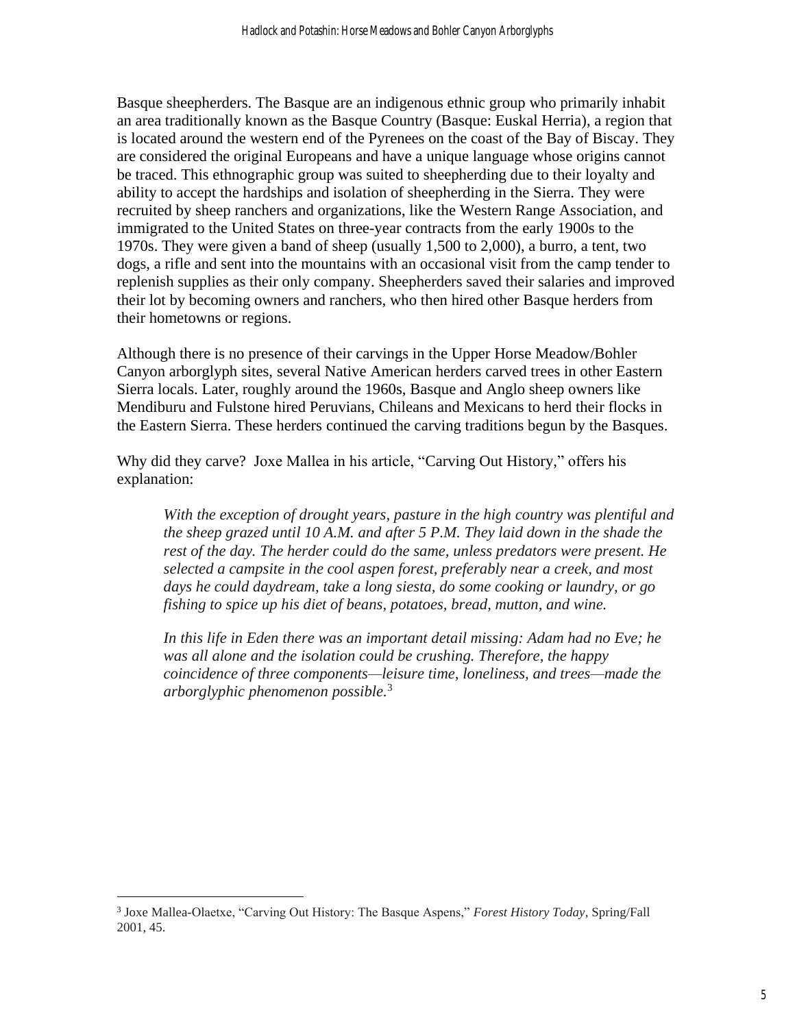Basque sheepherders. The Basque are an indigenous ethnic group who primarily inhabit an area traditionally known as the Basque Country (Basque: Euskal Herria), a region that is located around the western end of the Pyrenees on the coast of the Bay of Biscay. They are considered the original Europeans and have a unique language whose origins cannot be traced. This ethnographic group was suited to sheepherding due to their loyalty and ability to accept the hardships and isolation of sheepherding in the Sierra. They were recruited by sheep ranchers and organizations, like the Western Range Association, and immigrated to the United States on three-year contracts from the early 1900s to the 1970s. They were given a band of sheep (usually 1,500 to 2,000), a burro, a tent, two dogs, a rifle and sent into the mountains with an occasional visit from the camp tender to replenish supplies as their only company. Sheepherders saved their salaries and improved their lot by becoming owners and ranchers, who then hired other Basque herders from their hometowns or regions.

Although there is no presence of their carvings in the Upper Horse Meadow/Bohler Canyon arborglyph sites, several Native American herders carved trees in other Eastern Sierra locals. Later, roughly around the 1960s, Basque and Anglo sheep owners like Mendiburu and Fulstone hired Peruvians, Chileans and Mexicans to herd their flocks in the Eastern Sierra. These herders continued the carving traditions begun by the Basques.

Why did they carve? Joxe Mallea in his article, "Carving Out History," offers his explanation:

> *With the exception of drought years, pasture in the high country was plentiful and the sheep grazed until 10 A.M. and after 5 P.M. They laid down in the shade the rest of the day. The herder could do the same, unless predators were present. He selected a campsite in the cool aspen forest, preferably near a creek, and most days he could daydream, take a long siesta, do some cooking or laundry, or go fishing to spice up his diet of beans, potatoes, bread, mutton, and wine.*
>
> *In this life in Eden there was an important detail missing: Adam had no Eve; he was all alone and the isolation could be crushing. Therefore, the happy coincidence of three components—leisure time, loneliness, and trees—made the arborglyphic phenomenon possible.*[3]

---

[3] Joxe Mallea-Olaetxe, "Carving Out History: The Basque Aspens," *Forest History Today*, Spring/Fall 2001, 45.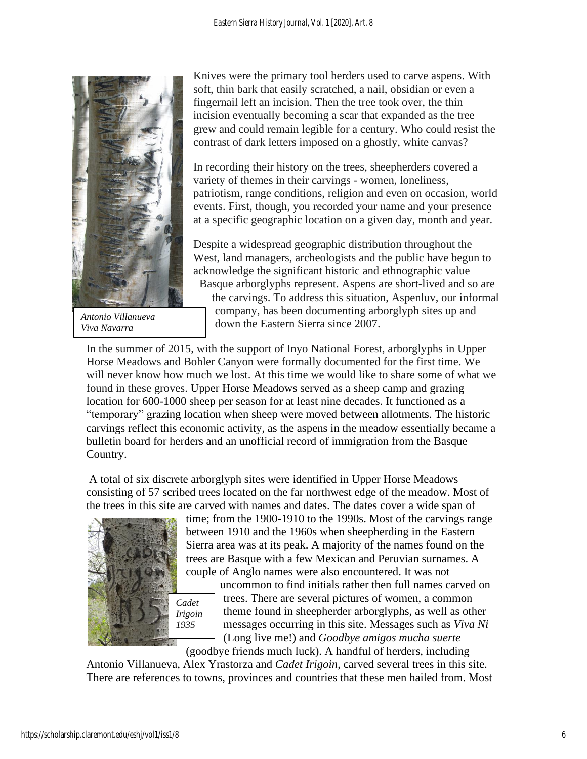Knives were the primary tool herders used to carve aspens. With soft, thin bark that easily scratched, a nail, obsidian or even a fingernail left an incision. Then the tree took over, the thin incision eventually becoming a scar that expanded as the tree grew and could remain legible for a century. Who could resist the contrast of dark letters imposed on a ghostly, white canvas?

In recording their history on the trees, sheepherders covered a variety of themes in their carvings - women, loneliness, patriotism, range conditions, religion and even on occasion, world events. First, though, you recorded your name and your presence at a specific geographic location on a given day, month and year.

Despite a widespread geographic distribution throughout the West, land managers, archeologists and the public have begun to acknowledge the significant historic and ethnographic value Basque arborglyphs represent. Aspens are short-lived and so are the carvings. To address this situation, Aspenluv, our informal company, has been documenting arborglyph sites up and down the Eastern Sierra since 2007.

*Antonio Villanueva Viva Navarra*

In the summer of 2015, with the support of Inyo National Forest, arborglyphs in Upper Horse Meadows and Bohler Canyon were formally documented for the first time. We will never know how much we lost. At this time we would like to share some of what we found in these groves. Upper Horse Meadows served as a sheep camp and grazing location for 600-1000 sheep per season for at least nine decades. It functioned as a "temporary" grazing location when sheep were moved between allotments. The historic carvings reflect this economic activity, as the aspens in the meadow essentially became a bulletin board for herders and an unofficial record of immigration from the Basque Country.

A total of six discrete arborglyph sites were identified in Upper Horse Meadows consisting of 57 scribed trees located on the far northwest edge of the meadow. Most of the trees in this site are carved with names and dates. The dates cover a wide span of time; from the 1900-1910 to the 1990s. Most of the carvings range between 1910 and the 1960s when sheepherding in the Eastern Sierra area was at its peak. A majority of the names found on the trees are Basque with a few Mexican and Peruvian surnames. A couple of Anglo names were also encountered. It was not uncommon to find initials rather then full names carved on trees. There are several pictures of women, a common theme found in sheepherder arborglyphs, as well as other messages occurring in this site. Messages such as *Viva Ni* (Long live me!) and *Goodbye amigos mucha suerte* (goodbye friends much luck). A handful of herders, including Antonio Villanueva, Alex Yrastorza and *Cadet Irigoin*, carved several trees in this site. There are references to towns, provinces and countries that these men hailed from. Most

*Cadet Irigoin 1935*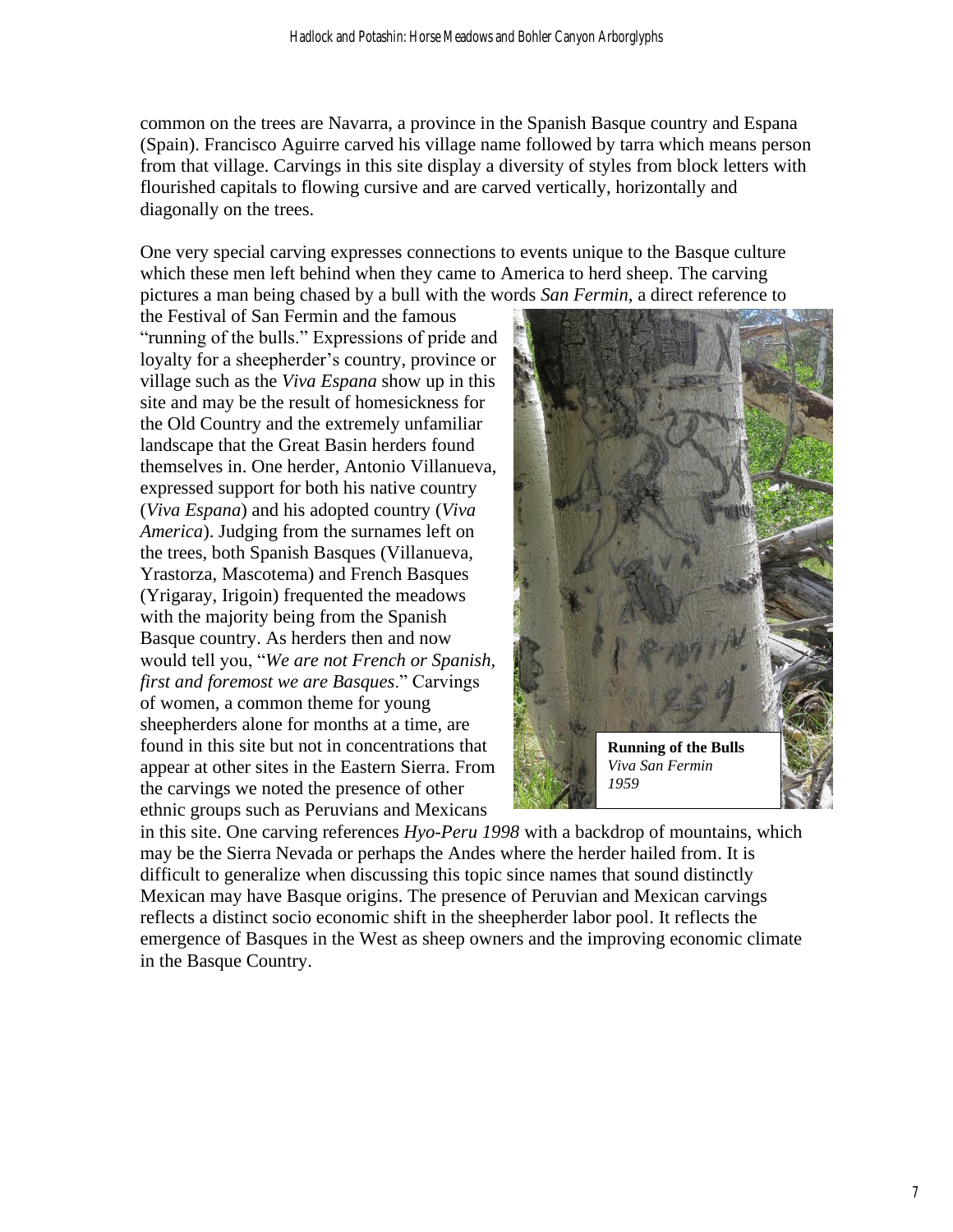common on the trees are Navarra, a province in the Spanish Basque country and Espana (Spain). Francisco Aguirre carved his village name followed by tarra which means person from that village. Carvings in this site display a diversity of styles from block letters with flourished capitals to flowing cursive and are carved vertically, horizontally and diagonally on the trees.

One very special carving expresses connections to events unique to the Basque culture which these men left behind when they came to America to herd sheep. The carving pictures a man being chased by a bull with the words *San Fermin*, a direct reference to the Festival of San Fermin and the famous "running of the bulls." Expressions of pride and loyalty for a sheepherder's country, province or village such as the *Viva Espana* show up in this site and may be the result of homesickness for the Old Country and the extremely unfamiliar landscape that the Great Basin herders found themselves in. One herder, Antonio Villanueva, expressed support for both his native country (*Viva Espana*) and his adopted country (*Viva America*). Judging from the surnames left on the trees, both Spanish Basques (Villanueva, Yrastorza, Mascotema) and French Basques (Yrigaray, Irigoin) frequented the meadows with the majority being from the Spanish Basque country. As herders then and now would tell you, "*We are not French or Spanish, first and foremost we are Basques*." Carvings of women, a common theme for young sheepherders alone for months at a time, are found in this site but not in concentrations that appear at other sites in the Eastern Sierra. From the carvings we noted the presence of other ethnic groups such as Peruvians and Mexicans in this site. One carving references *Hyo-Peru 1998* with a backdrop of mountains, which may be the Sierra Nevada or perhaps the Andes where the herder hailed from. It is difficult to generalize when discussing this topic since names that sound distinctly Mexican may have Basque origins. The presence of Peruvian and Mexican carvings reflects a distinct socio economic shift in the sheepherder labor pool. It reflects the emergence of Basques in the West as sheep owners and the improving economic climate in the Basque Country.

**Running of the Bulls**
*Viva San Fermin*
*1959*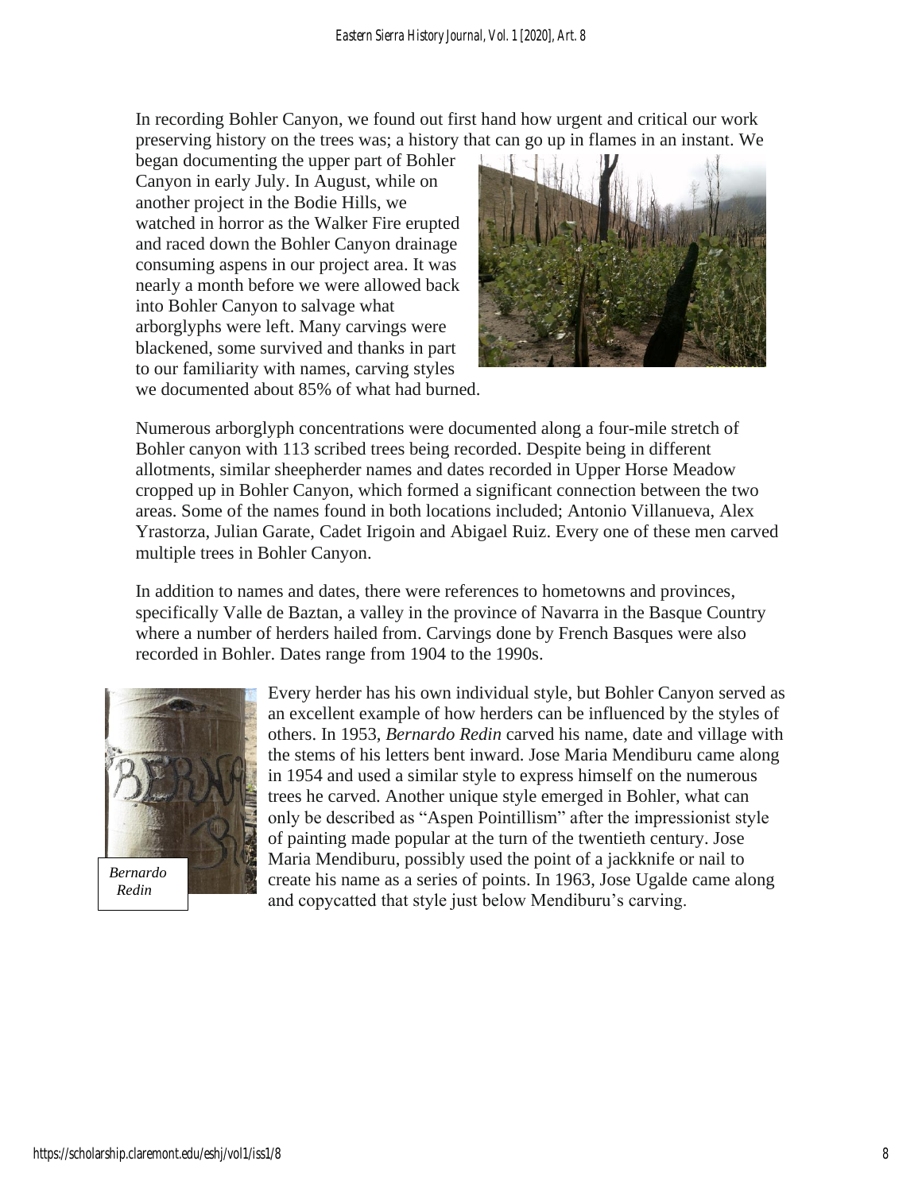In recording Bohler Canyon, we found out first hand how urgent and critical our work preserving history on the trees was; a history that can go up in flames in an instant. We began documenting the upper part of Bohler Canyon in early July. In August, while on another project in the Bodie Hills, we watched in horror as the Walker Fire erupted and raced down the Bohler Canyon drainage consuming aspens in our project area. It was nearly a month before we were allowed back into Bohler Canyon to salvage what arborglyphs were left. Many carvings were blackened, some survived and thanks in part to our familiarity with names, carving styles we documented about 85% of what had burned.

Numerous arborglyph concentrations were documented along a four-mile stretch of Bohler canyon with 113 scribed trees being recorded. Despite being in different allotments, similar sheepherder names and dates recorded in Upper Horse Meadow cropped up in Bohler Canyon, which formed a significant connection between the two areas. Some of the names found in both locations included; Antonio Villanueva, Alex Yrastorza, Julian Garate, Cadet Irigoin and Abigael Ruiz. Every one of these men carved multiple trees in Bohler Canyon.

In addition to names and dates, there were references to hometowns and provinces, specifically Valle de Baztan, a valley in the province of Navarra in the Basque Country where a number of herders hailed from. Carvings done by French Basques were also recorded in Bohler. Dates range from 1904 to the 1990s.

*Bernardo Redin*

Every herder has his own individual style, but Bohler Canyon served as an excellent example of how herders can be influenced by the styles of others. In 1953, *Bernardo Redin* carved his name, date and village with the stems of his letters bent inward. Jose Maria Mendiburu came along in 1954 and used a similar style to express himself on the numerous trees he carved. Another unique style emerged in Bohler, what can only be described as "Aspen Pointillism" after the impressionist style of painting made popular at the turn of the twentieth century. Jose Maria Mendiburu, possibly used the point of a jackknife or nail to create his name as a series of points. In 1963, Jose Ugalde came along and copycatted that style just below Mendiburu's carving.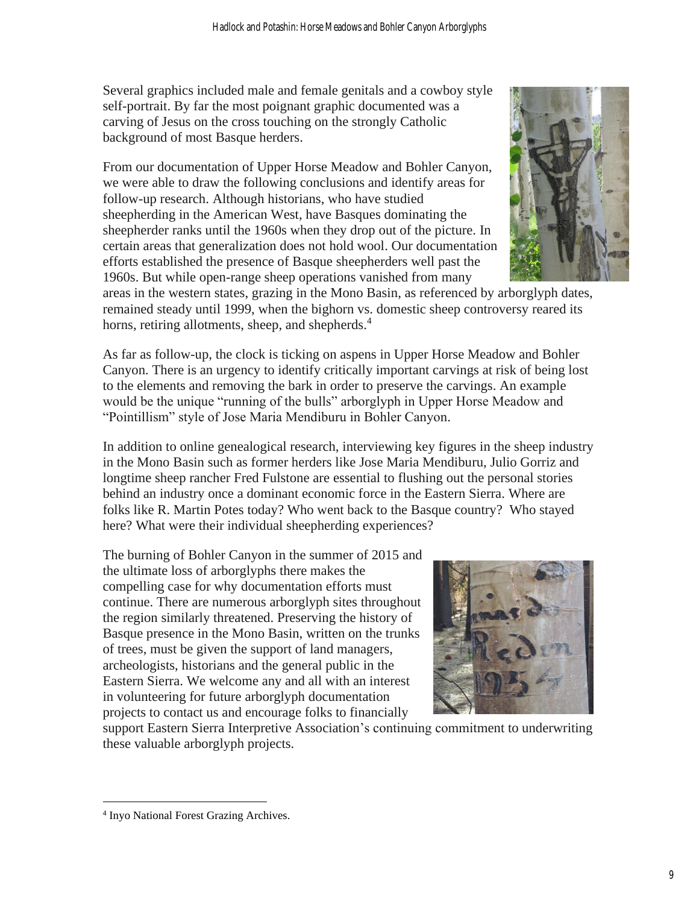Several graphics included male and female genitals and a cowboy style self-portrait. By far the most poignant graphic documented was a carving of Jesus on the cross touching on the strongly Catholic background of most Basque herders.

From our documentation of Upper Horse Meadow and Bohler Canyon, we were able to draw the following conclusions and identify areas for follow-up research. Although historians, who have studied sheepherding in the American West, have Basques dominating the sheepherder ranks until the 1960s when they drop out of the picture. In certain areas that generalization does not hold wool. Our documentation efforts established the presence of Basque sheepherders well past the 1960s. But while open-range sheep operations vanished from many areas in the western states, grazing in the Mono Basin, as referenced by arborglyph dates, remained steady until 1999, when the bighorn vs. domestic sheep controversy reared its horns, retiring allotments, sheep, and shepherds.[4]

As far as follow-up, the clock is ticking on aspens in Upper Horse Meadow and Bohler Canyon. There is an urgency to identify critically important carvings at risk of being lost to the elements and removing the bark in order to preserve the carvings. An example would be the unique "running of the bulls" arborglyph in Upper Horse Meadow and "Pointillism" style of Jose Maria Mendiburu in Bohler Canyon.

In addition to online genealogical research, interviewing key figures in the sheep industry in the Mono Basin such as former herders like Jose Maria Mendiburu, Julio Gorriz and longtime sheep rancher Fred Fulstone are essential to flushing out the personal stories behind an industry once a dominant economic force in the Eastern Sierra. Where are folks like R. Martin Potes today? Who went back to the Basque country? Who stayed here? What were their individual sheepherding experiences?

The burning of Bohler Canyon in the summer of 2015 and the ultimate loss of arborglyphs there makes the compelling case for why documentation efforts must continue. There are numerous arborglyph sites throughout the region similarly threatened. Preserving the history of Basque presence in the Mono Basin, written on the trunks of trees, must be given the support of land managers, archeologists, historians and the general public in the Eastern Sierra. We welcome any and all with an interest in volunteering for future arborglyph documentation projects to contact us and encourage folks to financially support Eastern Sierra Interpretive Association's continuing commitment to underwriting these valuable arborglyph projects.

[4] Inyo National Forest Grazing Archives.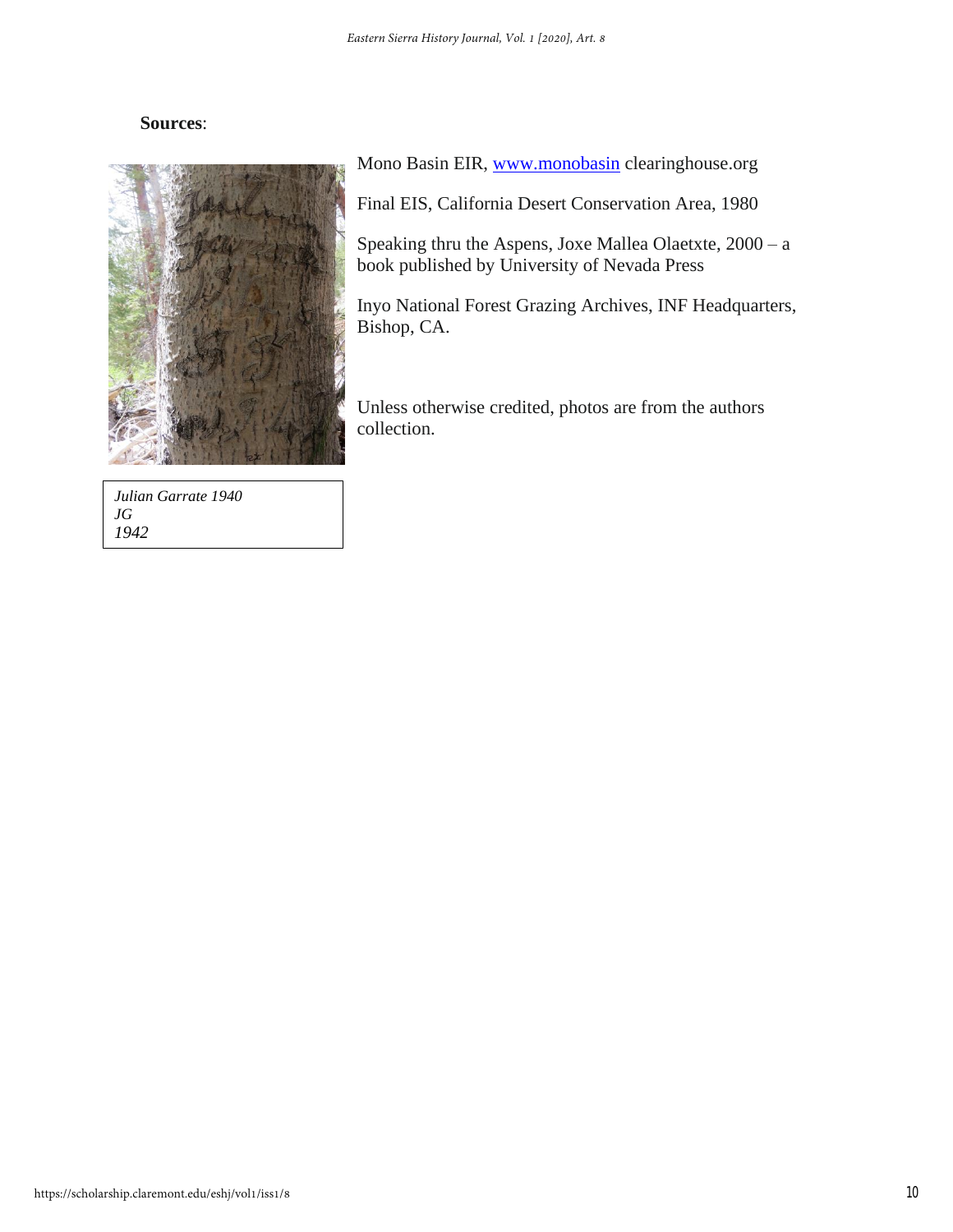**Sources**:

Mono Basin EIR, www.monobasin clearinghouse.org

Final EIS, California Desert Conservation Area, 1980

Speaking thru the Aspens, Joxe Mallea Olaetxte, 2000 – a book published by University of Nevada Press

Inyo National Forest Grazing Archives, INF Headquarters, Bishop, CA.

Unless otherwise credited, photos are from the authors collection.

*Julian Garrate 1940*
*JG*
*1942*